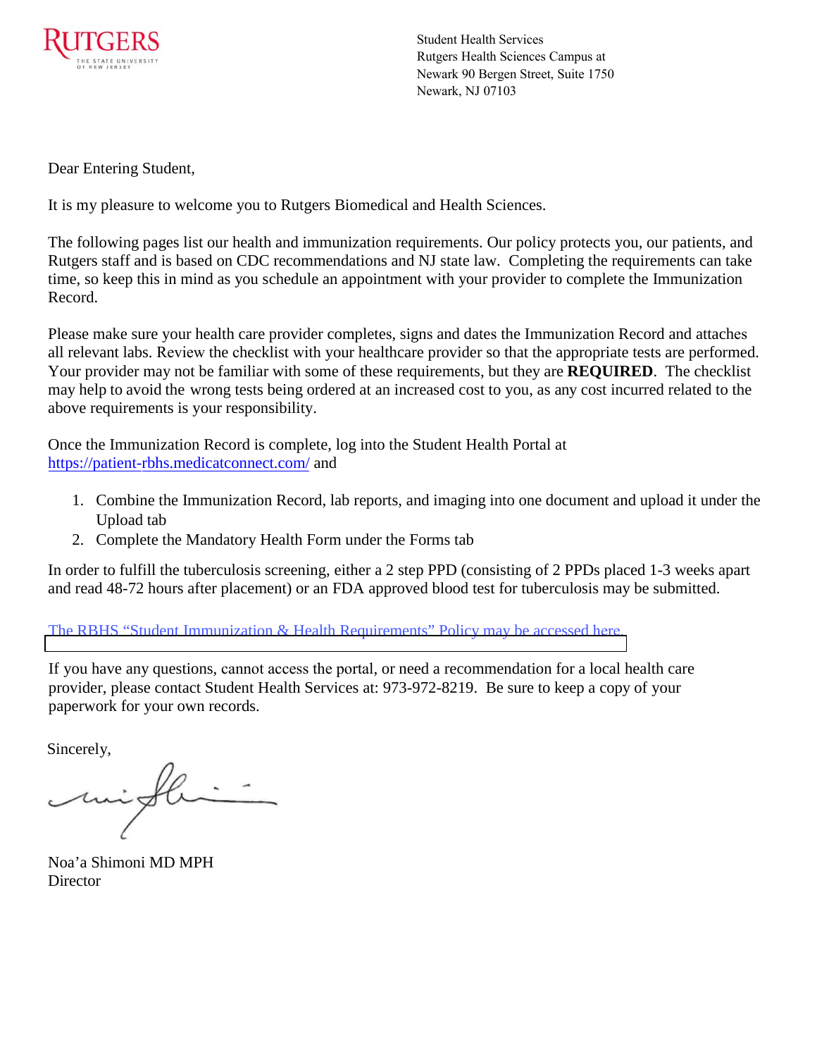RUTGERS
THE STATE UNIVERSITY OF NEW JERSEY

Student Health Services
Rutgers Health Sciences Campus at
Newark 90 Bergen Street, Suite 1750
Newark, NJ 07103

Dear Entering Student,

It is my pleasure to welcome you to Rutgers Biomedical and Health Sciences.

The following pages list our health and immunization requirements. Our policy protects you, our patients, and Rutgers staff and is based on CDC recommendations and NJ state law. Completing the requirements can take time, so keep this in mind as you schedule an appointment with your provider to complete the Immunization Record.

Please make sure your health care provider completes, signs and dates the Immunization Record and attaches all relevant labs. Review the checklist with your healthcare provider so that the appropriate tests are performed. Your provider may not be familiar with some of these requirements, but they are **REQUIRED**. The checklist may help to avoid the wrong tests being ordered at an increased cost to you, as any cost incurred related to the above requirements is your responsibility.

Once the Immunization Record is complete, log into the Student Health Portal at https://patient-rbhs.medicatconnect.com/ and

1. Combine the Immunization Record, lab reports, and imaging into one document and upload it under the Upload tab
2. Complete the Mandatory Health Form under the Forms tab

In order to fulfill the tuberculosis screening, either a 2 step PPD (consisting of 2 PPDs placed 1-3 weeks apart and read 48-72 hours after placement) or an FDA approved blood test for tuberculosis may be submitted.

The RBHS "Student Immunization & Health Requirements" Policy may be accessed here.

If you have any questions, cannot access the portal, or need a recommendation for a local health care provider, please contact Student Health Services at: 973-972-8219. Be sure to keep a copy of your paperwork for your own records.

Sincerely,

Noa'a Shimoni MD MPH
Director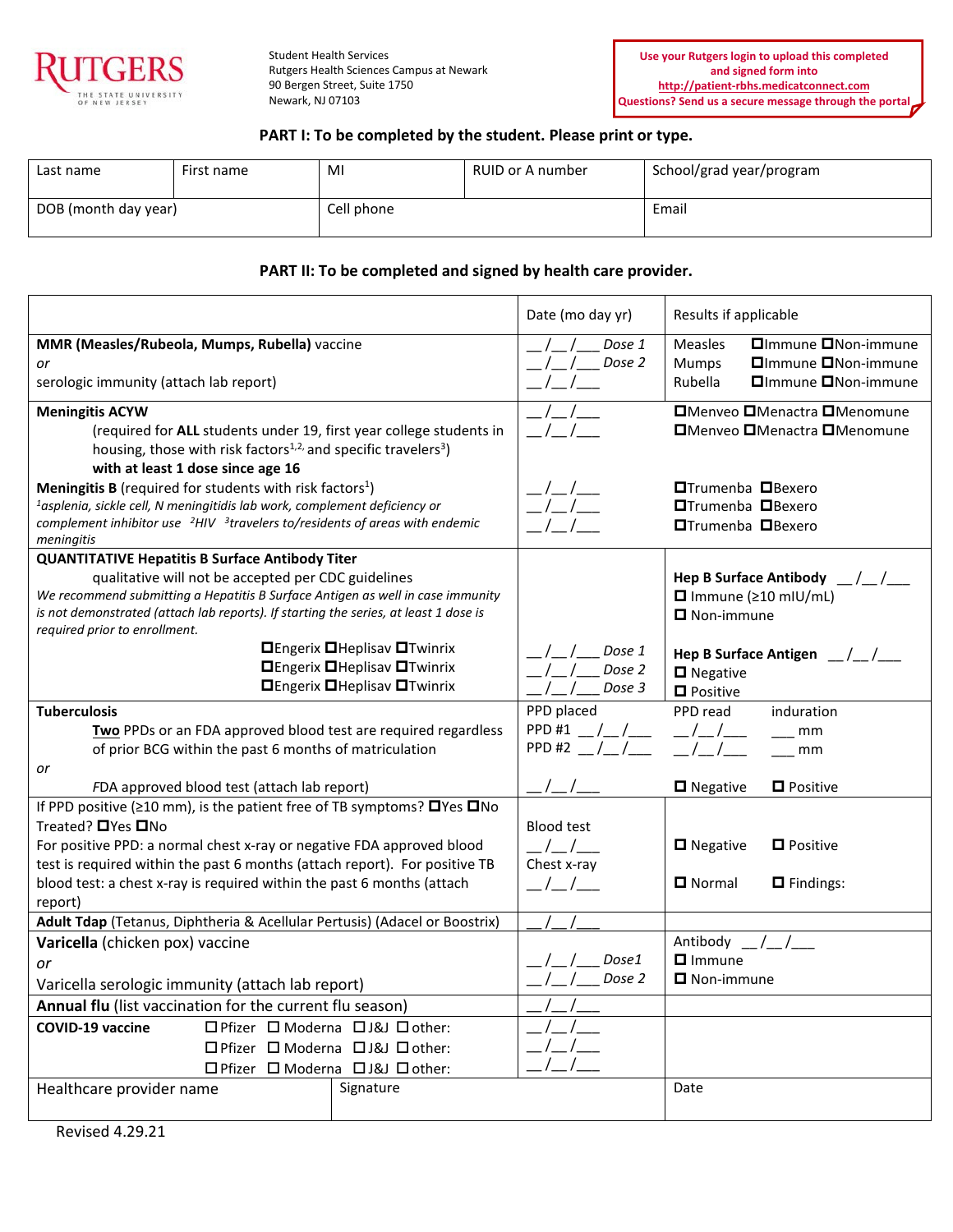RUTGERS
THE STATE UNIVERSITY OF NEW JERSEY

Student Health Services
Rutgers Health Sciences Campus at Newark
90 Bergen Street, Suite 1750
Newark, NJ 07103

**Use your Rutgers login to upload this completed and signed form into http://patient-rbhs.medicatconnect.com**
**Questions? Send us a secure message through the portal**

### PART I: To be completed by the student. Please print or type.

| Last name | First name | MI | RUID or A number | School/grad year/program |
|---|---|---|---|---|
| DOB (month day year) | | Cell phone | | Email |

### PART II: To be completed and signed by health care provider.

| | Date (mo day yr) | Results if applicable |
|---|---|---|
| **MMR (Measles/Rubeola, Mumps, Rubella)** vaccine<br>*or*<br>serologic immunity (attach lab report) | __/__/___ *Dose 1*<br>__/__/___ *Dose 2*<br>__/__/___ | Measles ☐Immune ☐Non-immune<br>Mumps ☐Immune ☐Non-immune<br>Rubella ☐Immune ☐Non-immune |
| **Meningitis ACYW** (required for **ALL** students under 19, first year college students in housing, those with risk factors[1,2] and specific travelers[3]) **with at least 1 dose since age 16** | __/__/___<br>__/__/___ | ☐Menveo ☐Menactra ☐Menomune<br>☐Menveo ☐Menactra ☐Menomune |
| **Meningitis B** (required for students with risk factors[1])<br>*[1]asplenia, sickle cell, N meningitidis lab work, complement deficiency or complement inhibitor use [2]HIV [3]travelers to/residents of areas with endemic meningitis* | __/__/___<br>__/__/___<br>__/__/___ | ☐Trumenba ☐Bexero<br>☐Trumenba ☐Bexero<br>☐Trumenba ☐Bexero |
| **QUANTITATIVE Hepatitis B Surface Antibody Titer**<br>qualitative will not be accepted per CDC guidelines<br>*We recommend submitting a Hepatitis B Surface Antigen as well in case immunity is not demonstrated (attach lab reports). If starting the series, at least 1 dose is required prior to enrollment.* | | **Hep B Surface Antibody** __/__/___<br>☐ Immune (≥10 mIU/mL)<br>☐ Non-immune |
| ☐Engerix ☐Heplisav ☐Twinrix<br>☐Engerix ☐Heplisav ☐Twinrix<br>☐Engerix ☐Heplisav ☐Twinrix | __/__/___ *Dose 1*<br>__/__/___ *Dose 2*<br>__/__/___ *Dose 3* | **Hep B Surface Antigen** __/__/___<br>☐ Negative<br>☐ Positive |
| **Tuberculosis**<br><u>**Two**</u> PPDs or an FDA approved blood test are required regardless of prior BCG within the past 6 months of matriculation<br>*or*<br>*F*DA approved blood test (attach lab report) | PPD placed<br>PPD #1 __/__/___<br>PPD #2 __/__/___<br><br>__/__/___ | PPD read induration<br>__/__/___ ___ mm<br>__/__/___ ___ mm<br><br>☐ Negative ☐ Positive |
| If PPD positive (≥10 mm), is the patient free of TB symptoms? ☐Yes ☐No<br>Treated? ☐Yes ☐No<br>For positive PPD: a normal chest x-ray or negative FDA approved blood test is required within the past 6 months (attach report). For positive TB blood test: a chest x-ray is required within the past 6 months (attach report) | Blood test<br>__/__/___<br>Chest x-ray<br>__/__/___ | ☐ Negative ☐ Positive<br><br>☐ Normal ☐ Findings: |
| **Adult Tdap** (Tetanus, Diphtheria & Acellular Pertusis) (Adacel or Boostrix) | __/__/___ | |
| **Varicella** (chicken pox) vaccine<br>*or*<br>Varicella serologic immunity (attach lab report) | __/__/___ *Dose1*<br>__/__/___ *Dose 2* | Antibody __/__/___<br>☐ Immune<br>☐ Non-immune |
| **Annual flu** (list vaccination for the current flu season) | __/__/___ | |
| **COVID-19 vaccine** ☐Pfizer ☐ Moderna ☐J&J ☐other:<br>☐Pfizer ☐ Moderna ☐J&J ☐other:<br>☐Pfizer ☐ Moderna ☐J&J ☐other: | __/__/___<br>__/__/___<br>__/__/___ | |

| Healthcare provider name | Signature | Date |
|---|---|---|
| | | |

Revised 4.29.21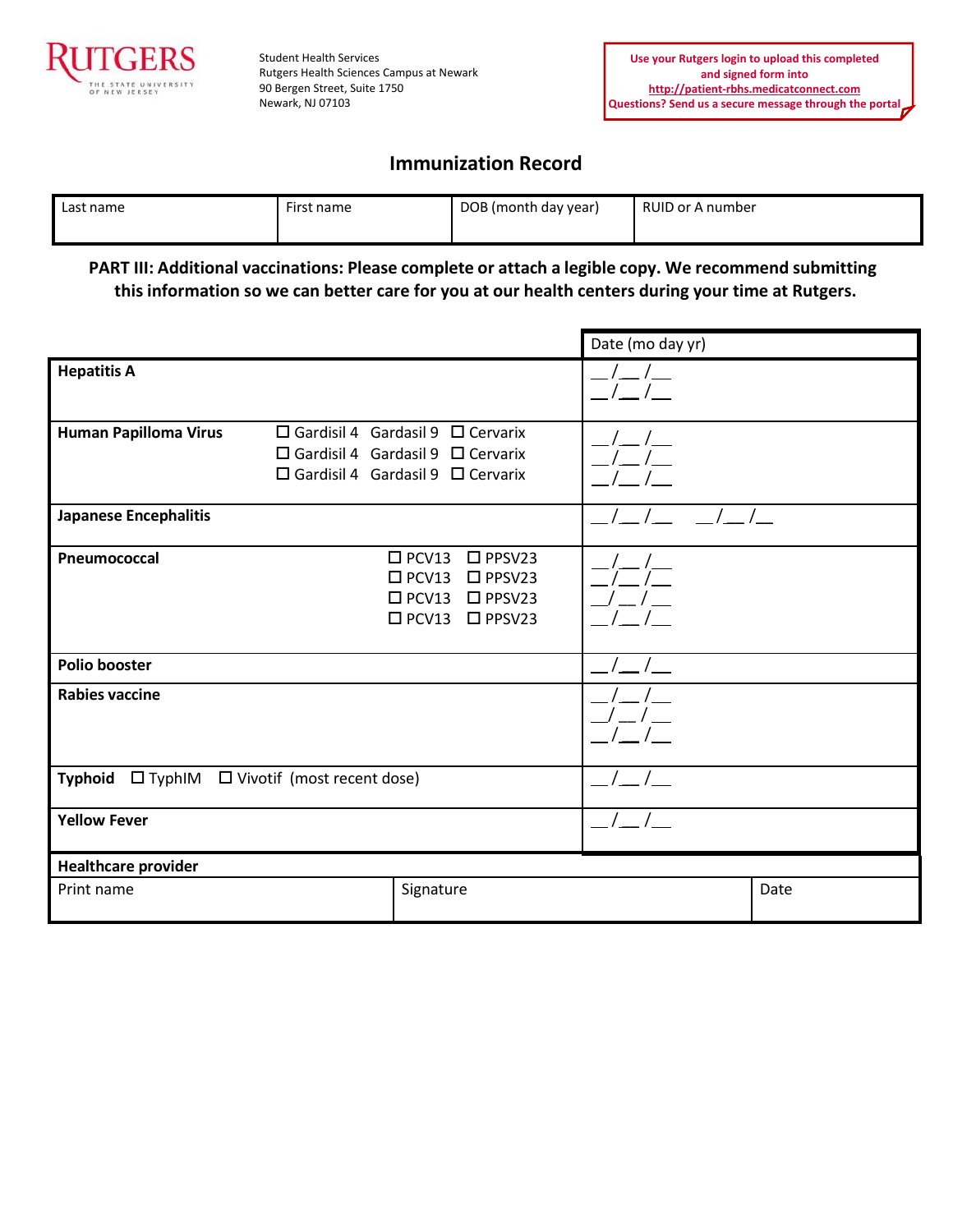Student Health Services
Rutgers Health Sciences Campus at Newark
90 Bergen Street, Suite 1750
Newark, NJ 07103

**Use your Rutgers login to upload this completed and signed form into http://patient-rbhs.medicatconnect.com**
**Questions? Send us a secure message through the portal**

# Immunization Record

| Last name | First name | DOB (month day year) | RUID or A number |
|---|---|---|---|
| | | | |

**PART III: Additional vaccinations: Please complete or attach a legible copy. We recommend submitting this information so we can better care for you at our health centers during your time at Rutgers.**

| | | Date (mo day yr) |
|---|---|---|
| **Hepatitis A** | | __/__/__<br>__/__/__ |
| **Human Papilloma Virus** | ☐ Gardisil 4 Gardasil 9 ☐ Cervarix<br>☐ Gardisil 4 Gardasil 9 ☐ Cervarix<br>☐ Gardisil 4 Gardasil 9 ☐ Cervarix | __/__/__<br>__/__/__<br>__/__/__ |
| **Japanese Encephalitis** | | __/__/__ __/__/__ |
| **Pneumococcal** | ☐ PCV13 ☐ PPSV23<br>☐ PCV13 ☐ PPSV23<br>☐ PCV13 ☐ PPSV23<br>☐ PCV13 ☐ PPSV23 | __/__/__<br>__/__/__<br>__/__/__<br>__/__/__ |
| **Polio booster** | | __/__/__ |
| **Rabies vaccine** | | __/__/__<br>__/__/__<br>__/__/__ |
| **Typhoid** ☐ TyphIM ☐ Vivotif (most recent dose) | | __/__/__ |
| **Yellow Fever** | | __/__/__ |

| **Healthcare provider** | | |
|---|---|---|
| Print name | Signature | Date |
| | | |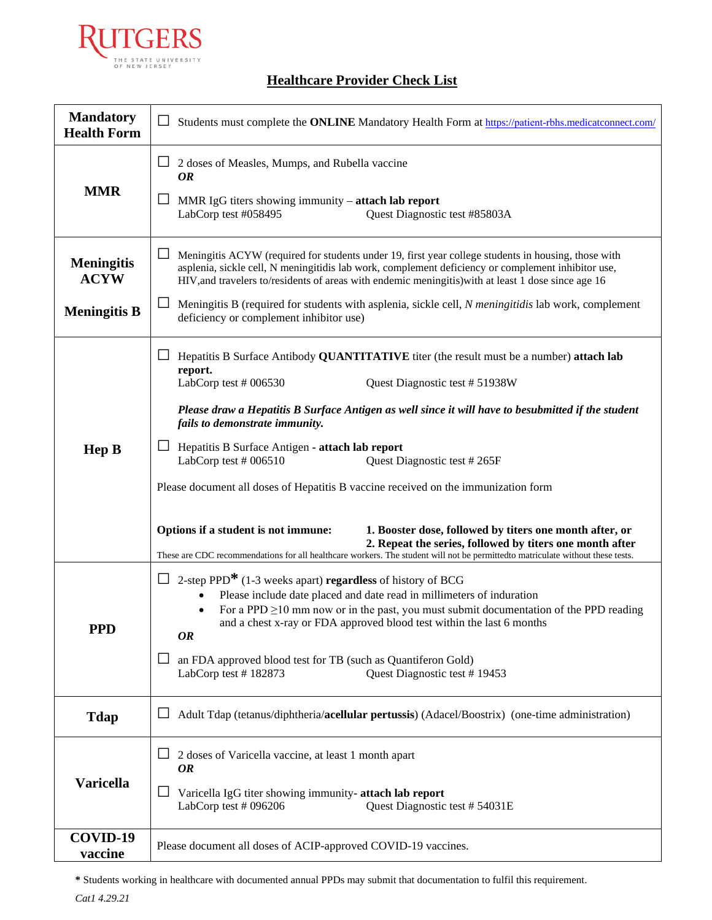RUTGERS
THE STATE UNIVERSITY OF NEW JERSEY

## Healthcare Provider Check List

| | |
|---|---|
| **Mandatory Health Form** | ☐ Students must complete the **ONLINE** Mandatory Health Form at https://patient-rbhs.medicatconnect.com/ |
| **MMR** | ☐ 2 doses of Measles, Mumps, and Rubella vaccine<br>***OR***<br>☐ MMR IgG titers showing immunity – **attach lab report**<br>LabCorp test #058495 Quest Diagnostic test #85803A |
| **Meningitis ACYW**<br><br>**Meningitis B** | ☐ Meningitis ACYW (required for students under 19, first year college students in housing, those with asplenia, sickle cell, N meningitidis lab work, complement deficiency or complement inhibitor use, HIV,and travelers to/residents of areas with endemic meningitis)with at least 1 dose since age 16<br><br>☐ Meningitis B (required for students with asplenia, sickle cell, *N meningitidis* lab work, complement deficiency or complement inhibitor use) |
| **Hep B** | ☐ Hepatitis B Surface Antibody **QUANTITATIVE** titer (the result must be a number) **attach lab report.**<br>LabCorp test # 006530 Quest Diagnostic test # 51938W<br><br>***Please draw a Hepatitis B Surface Antigen as well since it will have to besubmitted if the student fails to demonstrate immunity.***<br><br>☐ Hepatitis B Surface Antigen **- attach lab report**<br>LabCorp test # 006510 Quest Diagnostic test # 265F<br><br>Please document all doses of Hepatitis B vaccine received on the immunization form<br><br>**Options if a student is not immune:** **1. Booster dose, followed by titers one month after, or** **2. Repeat the series, followed by titers one month after**<br>These are CDC recommendations for all healthcare workers. The student will not be permittedto matriculate without these tests. |
| **PPD** | ☐ 2-step PPD* (1-3 weeks apart) **regardless** of history of BCG<br>• Please include date placed and date read in millimeters of induration<br>• For a PPD $\geq$10 mm now or in the past, you must submit documentation of the PPD reading and a chest x-ray or FDA approved blood test within the last 6 months<br>***OR***<br>☐ an FDA approved blood test for TB (such as Quantiferon Gold)<br>LabCorp test # 182873 Quest Diagnostic test # 19453 |
| **Tdap** | ☐ Adult Tdap (tetanus/diphtheria/**acellular pertussis**) (Adacel/Boostrix) (one-time administration) |
| **Varicella** | ☐ 2 doses of Varicella vaccine, at least 1 month apart<br>***OR***<br>☐ Varicella IgG titer showing immunity- **attach lab report**<br>LabCorp test # 096206 Quest Diagnostic test # 54031E |
| **COVID-19 vaccine** | Please document all doses of ACIP-approved COVID-19 vaccines. |

**\*** Students working in healthcare with documented annual PPDs may submit that documentation to fulfil this requirement.

*Cat1 4.29.21*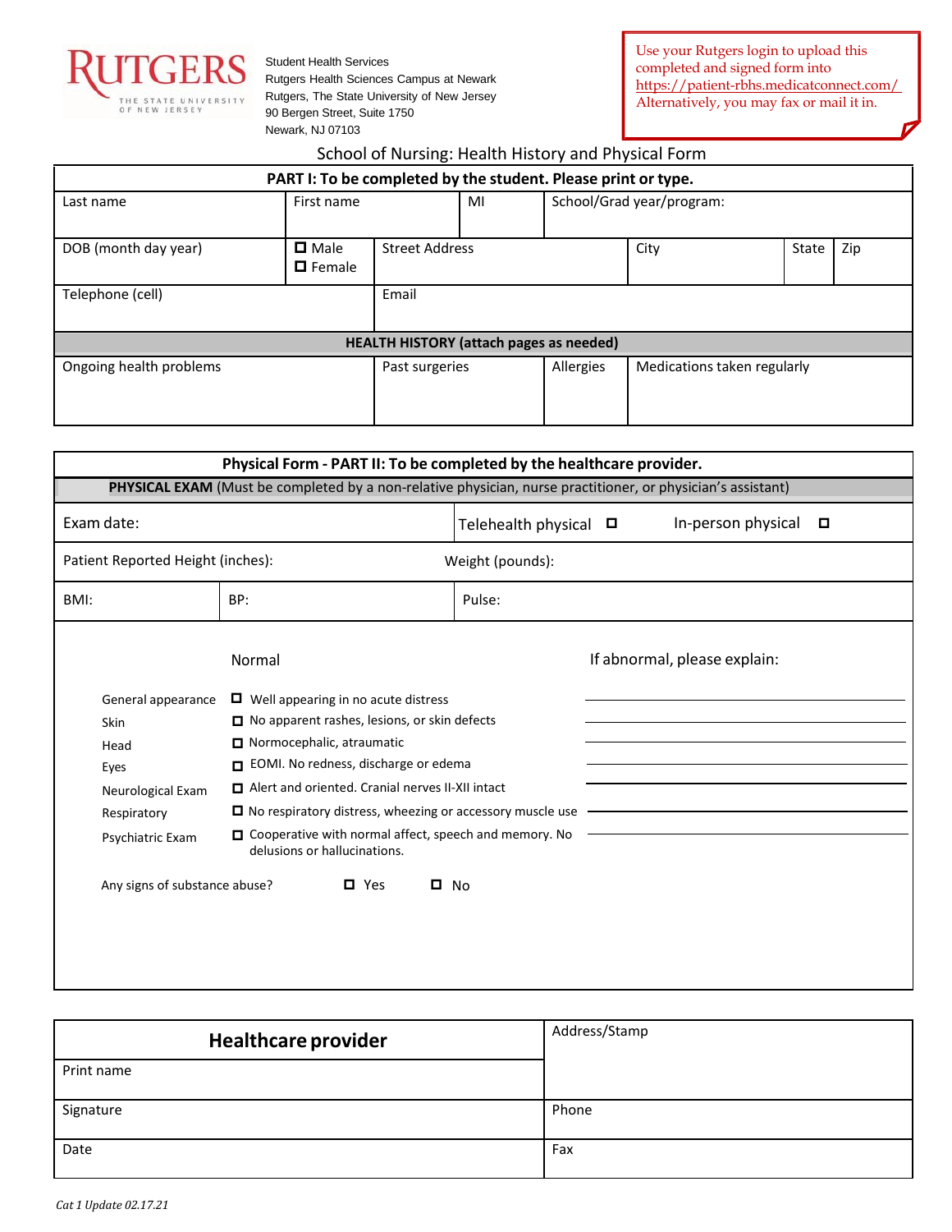RUTGERS
THE STATE UNIVERSITY OF NEW JERSEY

Student Health Services
Rutgers Health Sciences Campus at Newark
Rutgers, The State University of New Jersey
90 Bergen Street, Suite 1750
Newark, NJ 07103

Use your Rutgers login to upload this completed and signed form into https://patient-rbhs.medicatconnect.com/ Alternatively, you may fax or mail it in.

## School of Nursing: Health History and Physical Form

| PART I: To be completed by the student. Please print or type. | | | | | | |
|---|---|---|---|---|---|---|
| Last name | First name | | MI | School/Grad year/program: | | |
| DOB (month day year) | ☐ Male ☐ Female | Street Address | | City | State | Zip |
| Telephone (cell) | | Email | | | | |
| **HEALTH HISTORY (attach pages as needed)** | | | | | | |
| Ongoing health problems | | Past surgeries | Allergies | Medications taken regularly | | |

| Physical Form - PART II: To be completed by the healthcare provider. | | | |
|---|---|---|---|
| **PHYSICAL EXAM** (Must be completed by a non-relative physician, nurse practitioner, or physician's assistant) | | | |
| Exam date: | | Telehealth physical ☐ | In-person physical ☐ |
| Patient Reported Height (inches): | | Weight (pounds): | |
| BMI: | BP: | Pulse: | |

| | Normal | If abnormal, please explain: |
|---|---|---|
| General appearance | ☐ Well appearing in no acute distress | |
| Skin | ☐ No apparent rashes, lesions, or skin defects | |
| Head | ☐ Normocephalic, atraumatic | |
| Eyes | ☐ EOMI. No redness, discharge or edema | |
| Neurological Exam | ☐ Alert and oriented. Cranial nerves II-XII intact | |
| Respiratory | ☐ No respiratory distress, wheezing or accessory muscle use | |
| Psychiatric Exam | ☐ Cooperative with normal affect, speech and memory. No delusions or hallucinations. | |

Any signs of substance abuse? ☐ Yes ☐ No

| **Healthcare provider** | Address/Stamp |
|---|---|
| Print name | |
| Signature | Phone |
| Date | Fax |

*Cat 1 Update 02.17.21*